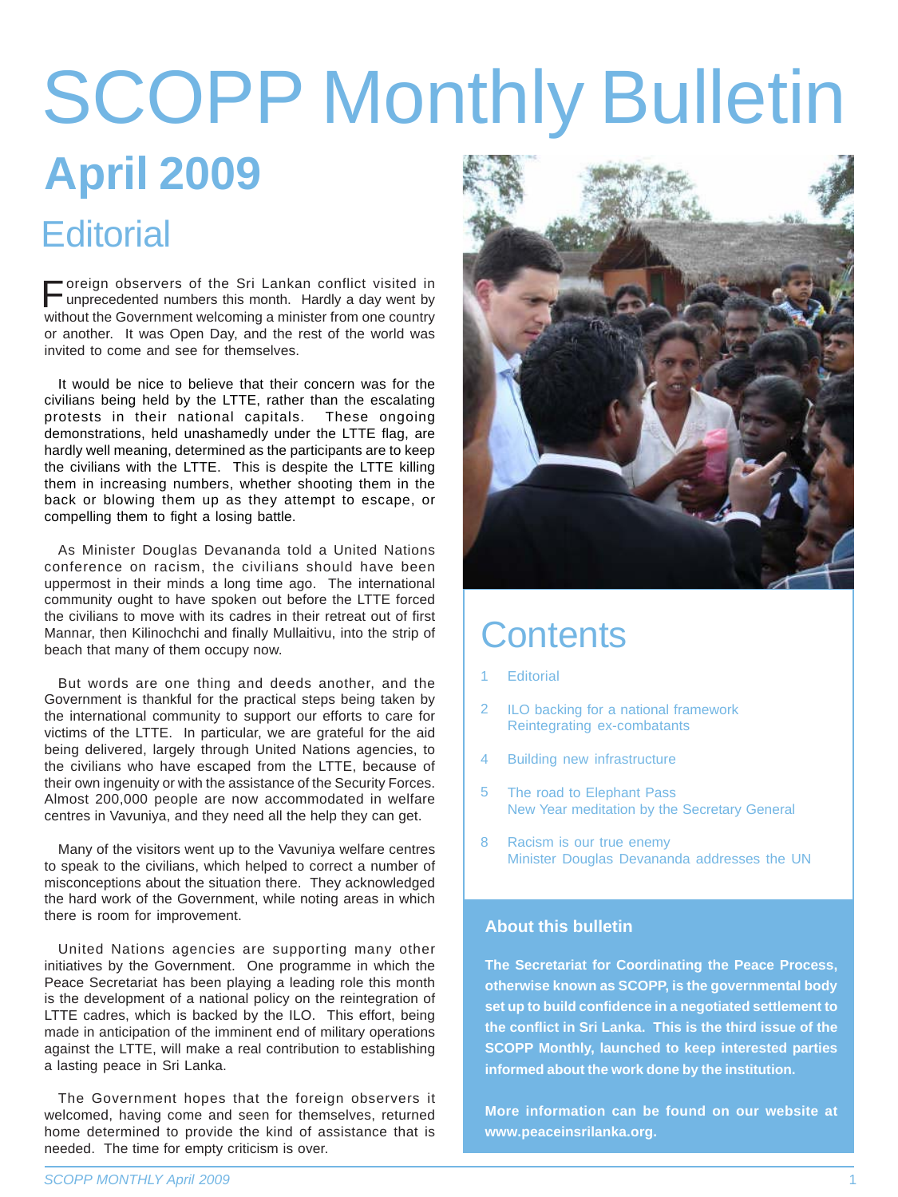# SCOPP Monthly Bulletin

## April 2009

## Editorial

Foreign observers of the Sri Lankan conflict visited in unprecedented numbers this month. Hardly a day went by without the Government welcoming a minister from one country or another. It was Open Day, and the rest of the world was invited to come and see for themselves.

It would be nice to believe that their concern was for the civilians being held by the LTTE, rather than the escalating protests in their national capitals. These ongoing demonstrations, held unashamedly under the LTTE flag, are hardly well meaning, determined as the participants are to keep the civilians with the LTTE. This is despite the LTTE killing them in increasing numbers, whether shooting them in the back or blowing them up as they attempt to escape, or compelling them to fight a losing battle.

As Minister Douglas Devananda told a United Nations conference on racism, the civilians should have been uppermost in their minds a long time ago. The international community ought to have spoken out before the LTTE forced the civilians to move with its cadres in their retreat out of first Mannar, then Kilinochchi and finally Mullaitivu, into the strip of beach that many of them occupy now.

But words are one thing and deeds another, and the Government is thankful for the practical steps being taken by the international community to support our efforts to care for victims of the LTTE. In particular, we are grateful for the aid being delivered, largely through United Nations agencies, to the civilians who have escaped from the LTTE, because of their own ingenuity or with the assistance of the Security Forces. Almost 200,000 people are now accommodated in welfare centres in Vavuniya, and they need all the help they can get.

Many of the visitors went up to the Vavuniya welfare centres to speak to the civilians, which helped to correct a number of misconceptions about the situation there. They acknowledged the hard work of the Government, while noting areas in which there is room for improvement.

United Nations agencies are supporting many other initiatives by the Government. One programme in which the Peace Secretariat has been playing a leading role this month is the development of a national policy on the reintegration of LTTE cadres, which is backed by the ILO. This effort, being made in anticipation of the imminent end of military operations against the LTTE, will make a real contribution to establishing a lasting peace in Sri Lanka.

The Government hopes that the foreign observers it welcomed, having come and seen for themselves, returned home determined to provide the kind of assistance that is needed. The time for empty criticism is over.

## Contents

1 Editorial

2 ILO backing for a national framework
Reintegrating ex-combatants

4 Building new infrastructure

5 The road to Elephant Pass
New Year meditation by the Secretary General

8 Racism is our true enemy
Minister Douglas Devananda addresses the UN

### About this bulletin

**The Secretariat for Coordinating the Peace Process, otherwise known as SCOPP, is the governmental body set up to build confidence in a negotiated settlement to the conflict in Sri Lanka. This is the third issue of the SCOPP Monthly, launched to keep interested parties informed about the work done by the institution.**

**More information can be found on our website at www.peaceinsrilanka.org.**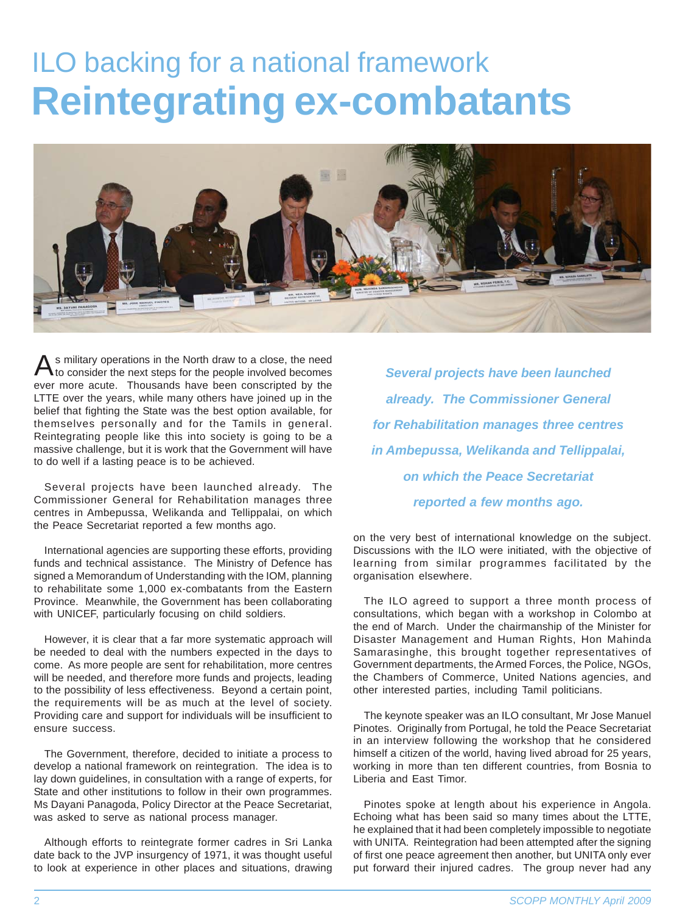# ILO backing for a national framework

# Reintegrating ex-combatants

As military operations in the North draw to a close, the need to consider the next steps for the people involved becomes ever more acute. Thousands have been conscripted by the LTTE over the years, while many others have joined up in the belief that fighting the State was the best option available, for themselves personally and for the Tamils in general. Reintegrating people like this into society is going to be a massive challenge, but it is work that the Government will have to do well if a lasting peace is to be achieved.

Several projects have been launched already. The Commissioner General for Rehabilitation manages three centres in Ambepussa, Welikanda and Tellippalai, on which the Peace Secretariat reported a few months ago.

International agencies are supporting these efforts, providing funds and technical assistance. The Ministry of Defence has signed a Memorandum of Understanding with the IOM, planning to rehabilitate some 1,000 ex-combatants from the Eastern Province. Meanwhile, the Government has been collaborating with UNICEF, particularly focusing on child soldiers.

However, it is clear that a far more systematic approach will be needed to deal with the numbers expected in the days to come. As more people are sent for rehabilitation, more centres will be needed, and therefore more funds and projects, leading to the possibility of less effectiveness. Beyond a certain point, the requirements will be as much at the level of society. Providing care and support for individuals will be insufficient to ensure success.

The Government, therefore, decided to initiate a process to develop a national framework on reintegration. The idea is to lay down guidelines, in consultation with a range of experts, for State and other institutions to follow in their own programmes. Ms Dayani Panagoda, Policy Director at the Peace Secretariat, was asked to serve as national process manager.

Although efforts to reintegrate former cadres in Sri Lanka date back to the JVP insurgency of 1971, it was thought useful to look at experience in other places and situations, drawing on the very best of international knowledge on the subject. Discussions with the ILO were initiated, with the objective of learning from similar programmes facilitated by the organisation elsewhere.

*Several projects have been launched already. The Commissioner General for Rehabilitation manages three centres in Ambepussa, Welikanda and Tellippalai, on which the Peace Secretariat reported a few months ago.*

The ILO agreed to support a three month process of consultations, which began with a workshop in Colombo at the end of March. Under the chairmanship of the Minister for Disaster Management and Human Rights, Hon Mahinda Samarasinghe, this brought together representatives of Government departments, the Armed Forces, the Police, NGOs, the Chambers of Commerce, United Nations agencies, and other interested parties, including Tamil politicians.

The keynote speaker was an ILO consultant, Mr Jose Manuel Pinotes. Originally from Portugal, he told the Peace Secretariat in an interview following the workshop that he considered himself a citizen of the world, having lived abroad for 25 years, working in more than ten different countries, from Bosnia to Liberia and East Timor.

Pinotes spoke at length about his experience in Angola. Echoing what has been said so many times about the LTTE, he explained that it had been completely impossible to negotiate with UNITA. Reintegration had been attempted after the signing of first one peace agreement then another, but UNITA only ever put forward their injured cadres. The group never had any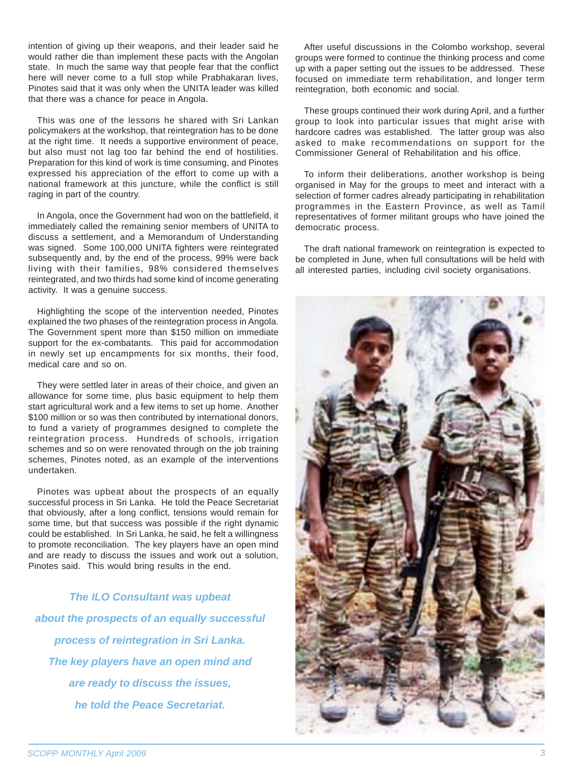intention of giving up their weapons, and their leader said he would rather die than implement these pacts with the Angolan state. In much the same way that people fear that the conflict here will never come to a full stop while Prabhakaran lives, Pinotes said that it was only when the UNITA leader was killed that there was a chance for peace in Angola.

This was one of the lessons he shared with Sri Lankan policymakers at the workshop, that reintegration has to be done at the right time. It needs a supportive environment of peace, but also must not lag too far behind the end of hostilities. Preparation for this kind of work is time consuming, and Pinotes expressed his appreciation of the effort to come up with a national framework at this juncture, while the conflict is still raging in part of the country.

In Angola, once the Government had won on the battlefield, it immediately called the remaining senior members of UNITA to discuss a settlement, and a Memorandum of Understanding was signed. Some 100,000 UNITA fighters were reintegrated subsequently and, by the end of the process, 99% were back living with their families, 98% considered themselves reintegrated, and two thirds had some kind of income generating activity. It was a genuine success.

Highlighting the scope of the intervention needed, Pinotes explained the two phases of the reintegration process in Angola. The Government spent more than $150 million on immediate support for the ex-combatants. This paid for accommodation in newly set up encampments for six months, their food, medical care and so on.

They were settled later in areas of their choice, and given an allowance for some time, plus basic equipment to help them start agricultural work and a few items to set up home. Another $100 million or so was then contributed by international donors, to fund a variety of programmes designed to complete the reintegration process. Hundreds of schools, irrigation schemes and so on were renovated through on the job training schemes, Pinotes noted, as an example of the interventions undertaken.

Pinotes was upbeat about the prospects of an equally successful process in Sri Lanka. He told the Peace Secretariat that obviously, after a long conflict, tensions would remain for some time, but that success was possible if the right dynamic could be established. In Sri Lanka, he said, he felt a willingness to promote reconciliation. The key players have an open mind and are ready to discuss the issues and work out a solution, Pinotes said. This would bring results in the end.

***The ILO Consultant was upbeat about the prospects of an equally successful process of reintegration in Sri Lanka. The key players have an open mind and are ready to discuss the issues, he told the Peace Secretariat.***

After useful discussions in the Colombo workshop, several groups were formed to continue the thinking process and come up with a paper setting out the issues to be addressed. These focused on immediate term rehabilitation, and longer term reintegration, both economic and social.

These groups continued their work during April, and a further group to look into particular issues that might arise with hardcore cadres was established. The latter group was also asked to make recommendations on support for the Commissioner General of Rehabilitation and his office.

To inform their deliberations, another workshop is being organised in May for the groups to meet and interact with a selection of former cadres already participating in rehabilitation programmes in the Eastern Province, as well as Tamil representatives of former militant groups who have joined the democratic process.

The draft national framework on reintegration is expected to be completed in June, when full consultations will be held with all interested parties, including civil society organisations.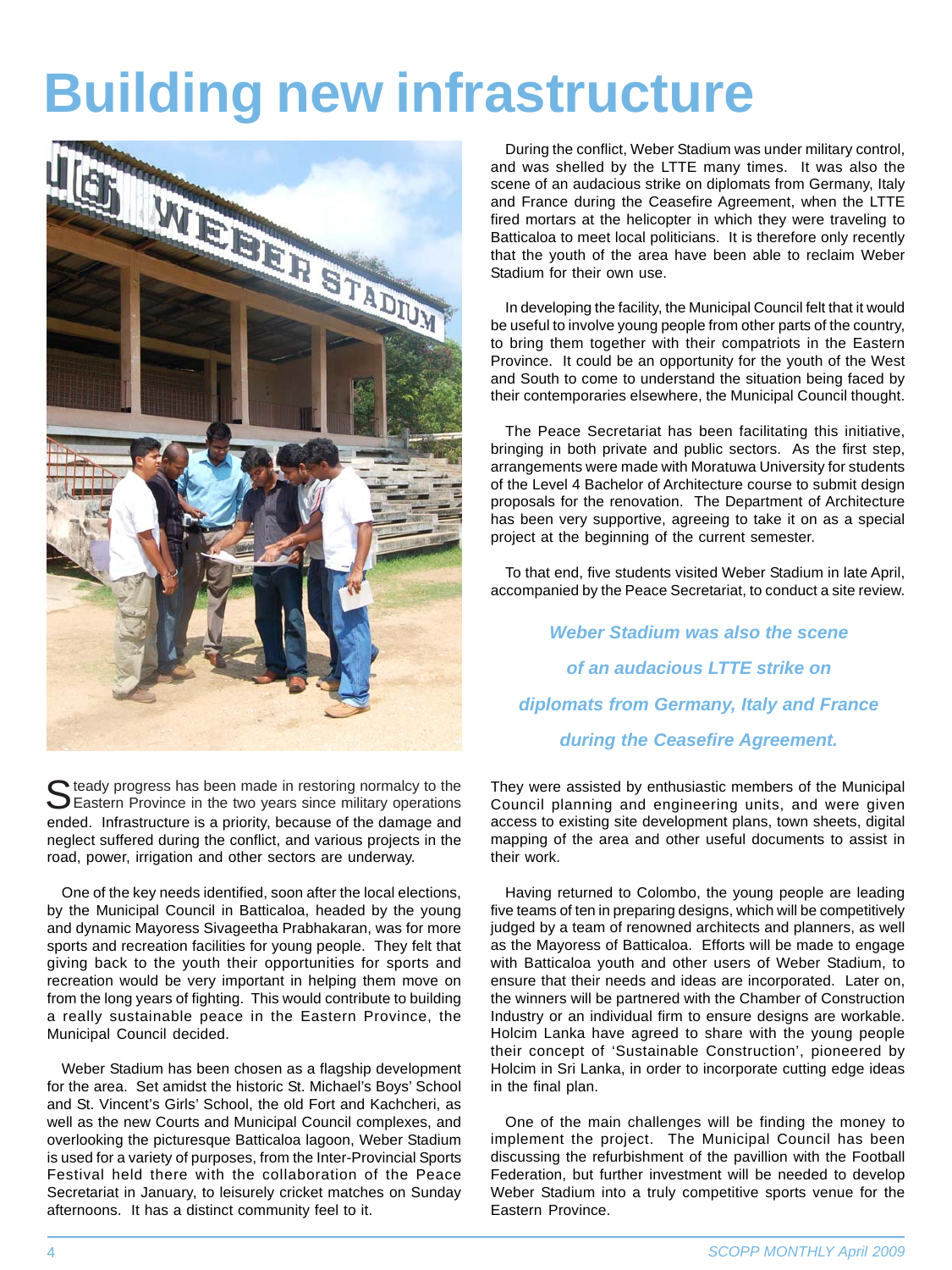# Building new infrastructure

Steady progress has been made in restoring normalcy to the Eastern Province in the two years since military operations ended. Infrastructure is a priority, because of the damage and neglect suffered during the conflict, and various projects in the road, power, irrigation and other sectors are underway.

One of the key needs identified, soon after the local elections, by the Municipal Council in Batticaloa, headed by the young and dynamic Mayoress Sivageetha Prabhakaran, was for more sports and recreation facilities for young people. They felt that giving back to the youth their opportunities for sports and recreation would be very important in helping them move on from the long years of fighting. This would contribute to building a really sustainable peace in the Eastern Province, the Municipal Council decided.

Weber Stadium has been chosen as a flagship development for the area. Set amidst the historic St. Michael's Boys' School and St. Vincent's Girls' School, the old Fort and Kachcheri, as well as the new Courts and Municipal Council complexes, and overlooking the picturesque Batticaloa lagoon, Weber Stadium is used for a variety of purposes, from the Inter-Provincial Sports Festival held there with the collaboration of the Peace Secretariat in January, to leisurely cricket matches on Sunday afternoons. It has a distinct community feel to it.

During the conflict, Weber Stadium was under military control, and was shelled by the LTTE many times. It was also the scene of an audacious strike on diplomats from Germany, Italy and France during the Ceasefire Agreement, when the LTTE fired mortars at the helicopter in which they were traveling to Batticaloa to meet local politicians. It is therefore only recently that the youth of the area have been able to reclaim Weber Stadium for their own use.

In developing the facility, the Municipal Council felt that it would be useful to involve young people from other parts of the country, to bring them together with their compatriots in the Eastern Province. It could be an opportunity for the youth of the West and South to come to understand the situation being faced by their contemporaries elsewhere, the Municipal Council thought.

The Peace Secretariat has been facilitating this initiative, bringing in both private and public sectors. As the first step, arrangements were made with Moratuwa University for students of the Level 4 Bachelor of Architecture course to submit design proposals for the renovation. The Department of Architecture has been very supportive, agreeing to take it on as a special project at the beginning of the current semester.

To that end, five students visited Weber Stadium in late April, accompanied by the Peace Secretariat, to conduct a site review.

***Weber Stadium was also the scene of an audacious LTTE strike on diplomats from Germany, Italy and France during the Ceasefire Agreement.***

They were assisted by enthusiastic members of the Municipal Council planning and engineering units, and were given access to existing site development plans, town sheets, digital mapping of the area and other useful documents to assist in their work.

Having returned to Colombo, the young people are leading five teams of ten in preparing designs, which will be competitively judged by a team of renowned architects and planners, as well as the Mayoress of Batticaloa. Efforts will be made to engage with Batticaloa youth and other users of Weber Stadium, to ensure that their needs and ideas are incorporated. Later on, the winners will be partnered with the Chamber of Construction Industry or an individual firm to ensure designs are workable. Holcim Lanka have agreed to share with the young people their concept of 'Sustainable Construction', pioneered by Holcim in Sri Lanka, in order to incorporate cutting edge ideas in the final plan.

One of the main challenges will be finding the money to implement the project. The Municipal Council has been discussing the refurbishment of the pavillion with the Football Federation, but further investment will be needed to develop Weber Stadium into a truly competitive sports venue for the Eastern Province.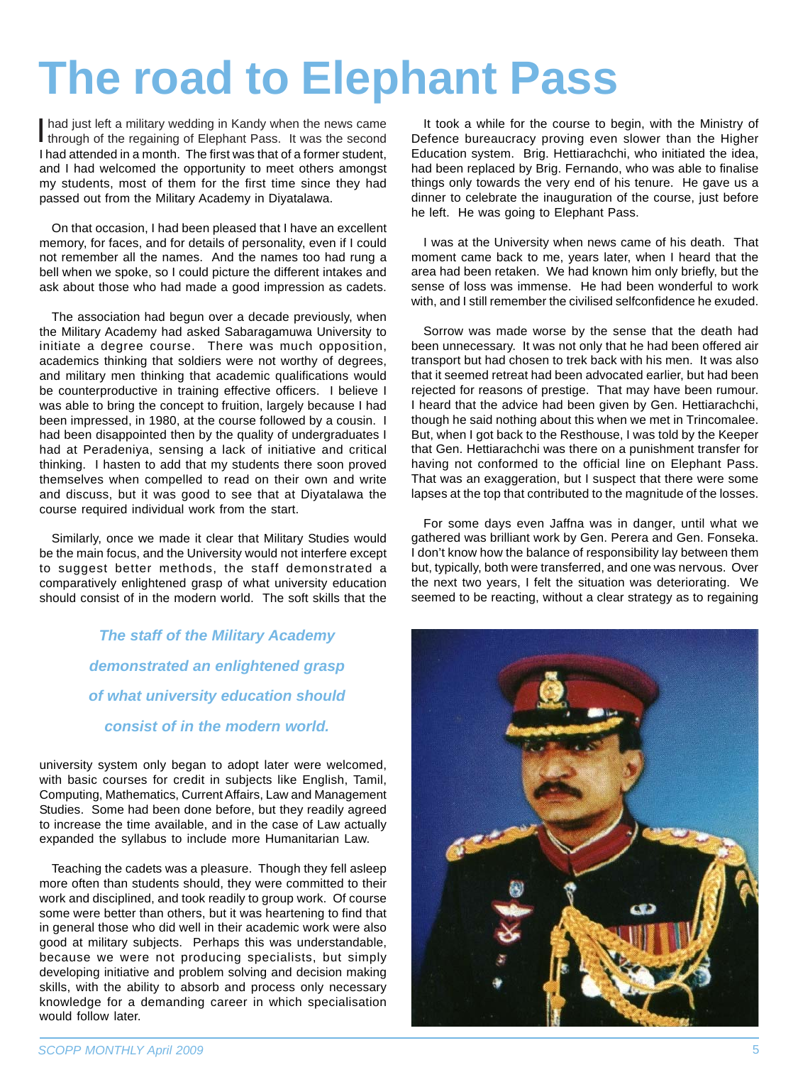# The road to Elephant Pass

I had just left a military wedding in Kandy when the news came through of the regaining of Elephant Pass. It was the second I had attended in a month. The first was that of a former student, and I had welcomed the opportunity to meet others amongst my students, most of them for the first time since they had passed out from the Military Academy in Diyatalawa.

On that occasion, I had been pleased that I have an excellent memory, for faces, and for details of personality, even if I could not remember all the names. And the names too had rung a bell when we spoke, so I could picture the different intakes and ask about those who had made a good impression as cadets.

The association had begun over a decade previously, when the Military Academy had asked Sabaragamuwa University to initiate a degree course. There was much opposition, academics thinking that soldiers were not worthy of degrees, and military men thinking that academic qualifications would be counterproductive in training effective officers. I believe I was able to bring the concept to fruition, largely because I had been impressed, in 1980, at the course followed by a cousin. I had been disappointed then by the quality of undergraduates I had at Peradeniya, sensing a lack of initiative and critical thinking. I hasten to add that my students there soon proved themselves when compelled to read on their own and write and discuss, but it was good to see that at Diyatalawa the course required individual work from the start.

Similarly, once we made it clear that Military Studies would be the main focus, and the University would not interfere except to suggest better methods, the staff demonstrated a comparatively enlightened grasp of what university education should consist of in the modern world. The soft skills that the university system only began to adopt later were welcomed, with basic courses for credit in subjects like English, Tamil, Computing, Mathematics, Current Affairs, Law and Management Studies. Some had been done before, but they readily agreed to increase the time available, and in the case of Law actually expanded the syllabus to include more Humanitarian Law.

*The staff of the Military Academy demonstrated an enlightened grasp of what university education should consist of in the modern world.*

Teaching the cadets was a pleasure. Though they fell asleep more often than students should, they were committed to their work and disciplined, and took readily to group work. Of course some were better than others, but it was heartening to find that in general those who did well in their academic work were also good at military subjects. Perhaps this was understandable, because we were not producing specialists, but simply developing initiative and problem solving and decision making skills, with the ability to absorb and process only necessary knowledge for a demanding career in which specialisation would follow later.

It took a while for the course to begin, with the Ministry of Defence bureaucracy proving even slower than the Higher Education system. Brig. Hettiarachchi, who initiated the idea, had been replaced by Brig. Fernando, who was able to finalise things only towards the very end of his tenure. He gave us a dinner to celebrate the inauguration of the course, just before he left. He was going to Elephant Pass.

I was at the University when news came of his death. That moment came back to me, years later, when I heard that the area had been retaken. We had known him only briefly, but the sense of loss was immense. He had been wonderful to work with, and I still remember the civilised selfconfidence he exuded.

Sorrow was made worse by the sense that the death had been unnecessary. It was not only that he had been offered air transport but had chosen to trek back with his men. It was also that it seemed retreat had been advocated earlier, but had been rejected for reasons of prestige. That may have been rumour. I heard that the advice had been given by Gen. Hettiarachchi, though he said nothing about this when we met in Trincomalee. But, when I got back to the Resthouse, I was told by the Keeper that Gen. Hettiarachchi was there on a punishment transfer for having not conformed to the official line on Elephant Pass. That was an exaggeration, but I suspect that there were some lapses at the top that contributed to the magnitude of the losses.

For some days even Jaffna was in danger, until what we gathered was brilliant work by Gen. Perera and Gen. Fonseka. I don't know how the balance of responsibility lay between them but, typically, both were transferred, and one was nervous. Over the next two years, I felt the situation was deteriorating. We seemed to be reacting, without a clear strategy as to regaining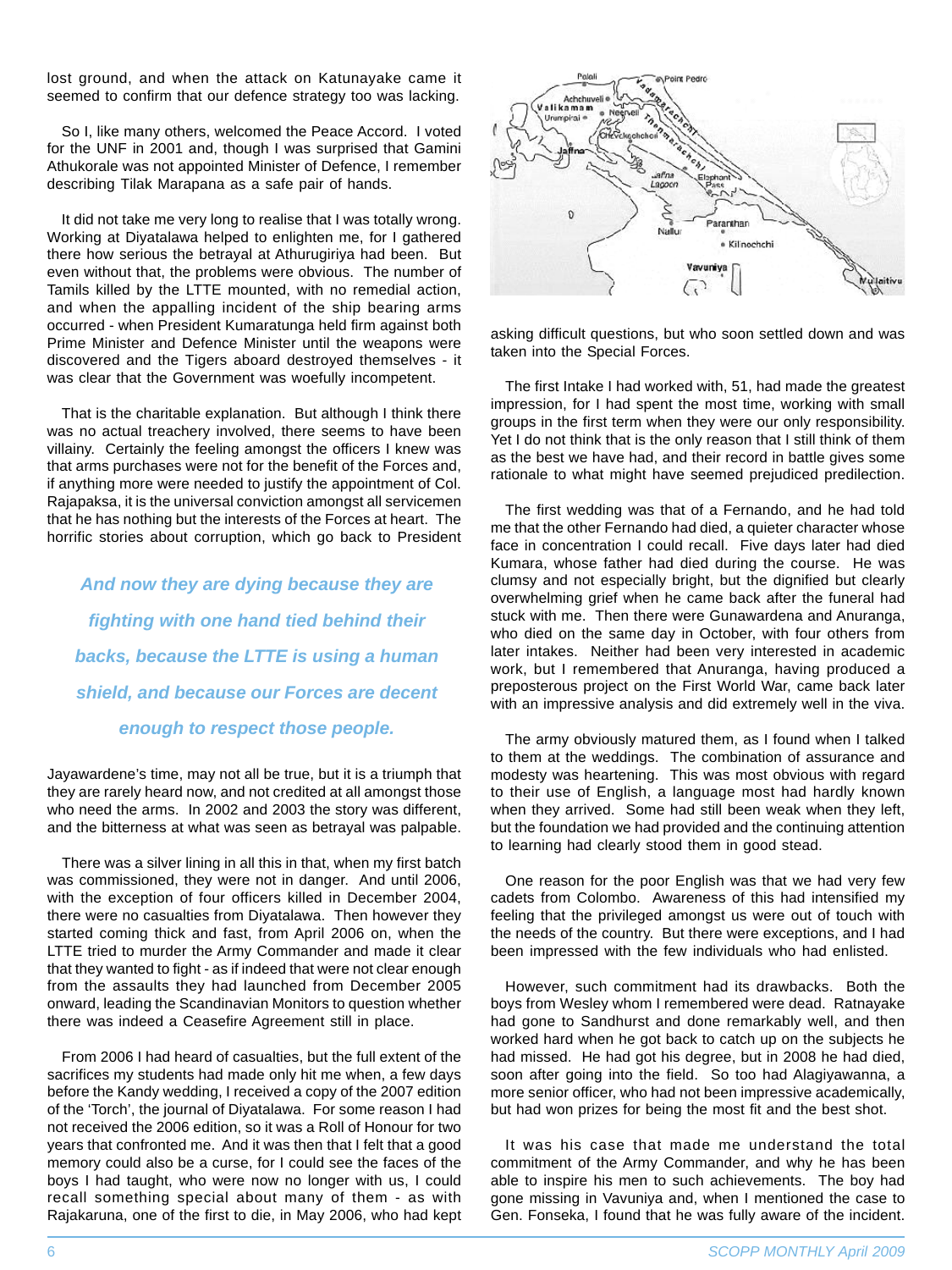lost ground, and when the attack on Katunayake came it seemed to confirm that our defence strategy too was lacking.

So I, like many others, welcomed the Peace Accord. I voted for the UNF in 2001 and, though I was surprised that Gamini Athukorale was not appointed Minister of Defence, I remember describing Tilak Marapana as a safe pair of hands.

It did not take me very long to realise that I was totally wrong. Working at Diyatalawa helped to enlighten me, for I gathered there how serious the betrayal at Athurugiriya had been. But even without that, the problems were obvious. The number of Tamils killed by the LTTE mounted, with no remedial action, and when the appalling incident of the ship bearing arms occurred - when President Kumaratunga held firm against both Prime Minister and Defence Minister until the weapons were discovered and the Tigers aboard destroyed themselves - it was clear that the Government was woefully incompetent.

That is the charitable explanation. But although I think there was no actual treachery involved, there seems to have been villainy. Certainly the feeling amongst the officers I knew was that arms purchases were not for the benefit of the Forces and, if anything more were needed to justify the appointment of Col. Rajapaksa, it is the universal conviction amongst all servicemen that he has nothing but the interests of the Forces at heart. The horrific stories about corruption, which go back to President Jayawardene's time, may not all be true, but it is a triumph that they are rarely heard now, and not credited at all amongst those who need the arms. In 2002 and 2003 the story was different, and the bitterness at what was seen as betrayal was palpable.

> ***And now they are dying because they are fighting with one hand tied behind their backs, because the LTTE is using a human shield, and because our Forces are decent enough to respect those people.***

There was a silver lining in all this in that, when my first batch was commissioned, they were not in danger. And until 2006, with the exception of four officers killed in December 2004, there were no casualties from Diyatalawa. Then however they started coming thick and fast, from April 2006 on, when the LTTE tried to murder the Army Commander and made it clear that they wanted to fight - as if indeed that were not clear enough from the assaults they had launched from December 2005 onward, leading the Scandinavian Monitors to question whether there was indeed a Ceasefire Agreement still in place.

From 2006 I had heard of casualties, but the full extent of the sacrifices my students had made only hit me when, a few days before the Kandy wedding, I received a copy of the 2007 edition of the 'Torch', the journal of Diyatalawa. For some reason I had not received the 2006 edition, so it was a Roll of Honour for two years that confronted me. And it was then that I felt that a good memory could also be a curse, for I could see the faces of the boys I had taught, who were now no longer with us, I could recall something special about many of them - as with Rajakaruna, one of the first to die, in May 2006, who had kept asking difficult questions, but who soon settled down and was taken into the Special Forces.

The first Intake I had worked with, 51, had made the greatest impression, for I had spent the most time, working with small groups in the first term when they were our only responsibility. Yet I do not think that is the only reason that I still think of them as the best we have had, and their record in battle gives some rationale to what might have seemed prejudiced predilection.

The first wedding was that of a Fernando, and he had told me that the other Fernando had died, a quieter character whose face in concentration I could recall. Five days later had died Kumara, whose father had died during the course. He was clumsy and not especially bright, but the dignified but clearly overwhelming grief when he came back after the funeral had stuck with me. Then there were Gunawardena and Anuranga, who died on the same day in October, with four others from later intakes. Neither had been very interested in academic work, but I remembered that Anuranga, having produced a preposterous project on the First World War, came back later with an impressive analysis and did extremely well in the viva.

The army obviously matured them, as I found when I talked to them at the weddings. The combination of assurance and modesty was heartening. This was most obvious with regard to their use of English, a language most had hardly known when they arrived. Some had still been weak when they left, but the foundation we had provided and the continuing attention to learning had clearly stood them in good stead.

One reason for the poor English was that we had very few cadets from Colombo. Awareness of this had intensified my feeling that the privileged amongst us were out of touch with the needs of the country. But there were exceptions, and I had been impressed with the few individuals who had enlisted.

However, such commitment had its drawbacks. Both the boys from Wesley whom I remembered were dead. Ratnayake had gone to Sandhurst and done remarkably well, and then worked hard when he got back to catch up on the subjects he had missed. He had got his degree, but in 2008 he had died, soon after going into the field. So too had Alagiyawanna, a more senior officer, who had not been impressive academically, but had won prizes for being the most fit and the best shot.

It was his case that made me understand the total commitment of the Army Commander, and why he has been able to inspire his men to such achievements. The boy had gone missing in Vavuniya and, when I mentioned the case to Gen. Fonseka, I found that he was fully aware of the incident.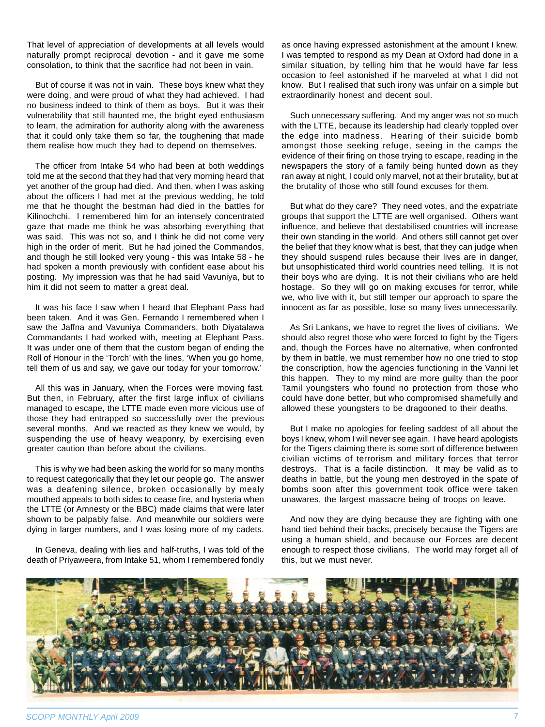That level of appreciation of developments at all levels would naturally prompt reciprocal devotion - and it gave me some consolation, to think that the sacrifice had not been in vain.

But of course it was not in vain. These boys knew what they were doing, and were proud of what they had achieved. I had no business indeed to think of them as boys. But it was their vulnerability that still haunted me, the bright eyed enthusiasm to learn, the admiration for authority along with the awareness that it could only take them so far, the toughening that made them realise how much they had to depend on themselves.

The officer from Intake 54 who had been at both weddings told me at the second that they had that very morning heard that yet another of the group had died. And then, when I was asking about the officers I had met at the previous wedding, he told me that he thought the bestman had died in the battles for Kilinochchi. I remembered him for an intensely concentrated gaze that made me think he was absorbing everything that was said. This was not so, and I think he did not come very high in the order of merit. But he had joined the Commandos, and though he still looked very young - this was Intake 58 - he had spoken a month previously with confident ease about his posting. My impression was that he had said Vavuniya, but to him it did not seem to matter a great deal.

It was his face I saw when I heard that Elephant Pass had been taken. And it was Gen. Fernando I remembered when I saw the Jaffna and Vavuniya Commanders, both Diyatalawa Commandants I had worked with, meeting at Elephant Pass. It was under one of them that the custom began of ending the Roll of Honour in the 'Torch' with the lines, 'When you go home, tell them of us and say, we gave our today for your tomorrow.'

All this was in January, when the Forces were moving fast. But then, in February, after the first large influx of civilians managed to escape, the LTTE made even more vicious use of those they had entrapped so successfully over the previous several months. And we reacted as they knew we would, by suspending the use of heavy weaponry, by exercising even greater caution than before about the civilians.

This is why we had been asking the world for so many months to request categorically that they let our people go. The answer was a deafening silence, broken occasionally by mealy mouthed appeals to both sides to cease fire, and hysteria when the LTTE (or Amnesty or the BBC) made claims that were later shown to be palpably false. And meanwhile our soldiers were dying in larger numbers, and I was losing more of my cadets.

In Geneva, dealing with lies and half-truths, I was told of the death of Priyaweera, from Intake 51, whom I remembered fondly as once having expressed astonishment at the amount I knew. I was tempted to respond as my Dean at Oxford had done in a similar situation, by telling him that he would have far less occasion to feel astonished if he marveled at what I did not know. But I realised that such irony was unfair on a simple but extraordinarily honest and decent soul.

Such unnecessary suffering. And my anger was not so much with the LTTE, because its leadership had clearly toppled over the edge into madness. Hearing of their suicide bomb amongst those seeking refuge, seeing in the camps the evidence of their firing on those trying to escape, reading in the newspapers the story of a family being hunted down as they ran away at night, I could only marvel, not at their brutality, but at the brutality of those who still found excuses for them.

But what do they care? They need votes, and the expatriate groups that support the LTTE are well organised. Others want influence, and believe that destabilised countries will increase their own standing in the world. And others still cannot get over the belief that they know what is best, that they can judge when they should suspend rules because their lives are in danger, but unsophisticated third world countries need telling. It is not their boys who are dying. It is not their civilians who are held hostage. So they will go on making excuses for terror, while we, who live with it, but still temper our approach to spare the innocent as far as possible, lose so many lives unnecessarily.

As Sri Lankans, we have to regret the lives of civilians. We should also regret those who were forced to fight by the Tigers and, though the Forces have no alternative, when confronted by them in battle, we must remember how no one tried to stop the conscription, how the agencies functioning in the Vanni let this happen. They to my mind are more guilty than the poor Tamil youngsters who found no protection from those who could have done better, but who compromised shamefully and allowed these youngsters to be dragooned to their deaths.

But I make no apologies for feeling saddest of all about the boys I knew, whom I will never see again. I have heard apologists for the Tigers claiming there is some sort of difference between civilian victims of terrorism and military forces that terror destroys. That is a facile distinction. It may be valid as to deaths in battle, but the young men destroyed in the spate of bombs soon after this government took office were taken unawares, the largest massacre being of troops on leave.

And now they are dying because they are fighting with one hand tied behind their backs, precisely because the Tigers are using a human shield, and because our Forces are decent enough to respect those civilians. The world may forget all of this, but we must never.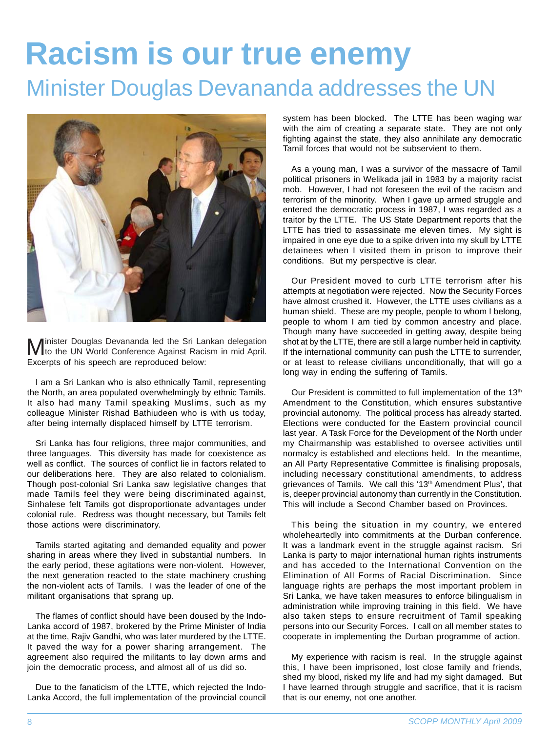# Racism is our true enemy

## Minister Douglas Devananda addresses the UN

Minister Douglas Devananda led the Sri Lankan delegation to the UN World Conference Against Racism in mid April. Excerpts of his speech are reproduced below:

I am a Sri Lankan who is also ethnically Tamil, representing the North, an area populated overwhelmingly by ethnic Tamils. It also had many Tamil speaking Muslims, such as my colleague Minister Rishad Bathiudeen who is with us today, after being internally displaced himself by LTTE terrorism.

Sri Lanka has four religions, three major communities, and three languages. This diversity has made for coexistence as well as conflict. The sources of conflict lie in factors related to our deliberations here. They are also related to colonialism. Though post-colonial Sri Lanka saw legislative changes that made Tamils feel they were being discriminated against, Sinhalese felt Tamils got disproportionate advantages under colonial rule. Redress was thought necessary, but Tamils felt those actions were discriminatory.

Tamils started agitating and demanded equality and power sharing in areas where they lived in substantial numbers. In the early period, these agitations were non-violent. However, the next generation reacted to the state machinery crushing the non-violent acts of Tamils. I was the leader of one of the militant organisations that sprang up.

The flames of conflict should have been doused by the Indo-Lanka accord of 1987, brokered by the Prime Minister of India at the time, Rajiv Gandhi, who was later murdered by the LTTE. It paved the way for a power sharing arrangement. The agreement also required the militants to lay down arms and join the democratic process, and almost all of us did so.

Due to the fanaticism of the LTTE, which rejected the Indo-Lanka Accord, the full implementation of the provincial council system has been blocked. The LTTE has been waging war with the aim of creating a separate state. They are not only fighting against the state, they also annihilate any democratic Tamil forces that would not be subservient to them.

As a young man, I was a survivor of the massacre of Tamil political prisoners in Welikada jail in 1983 by a majority racist mob. However, I had not foreseen the evil of the racism and terrorism of the minority. When I gave up armed struggle and entered the democratic process in 1987, I was regarded as a traitor by the LTTE. The US State Department reports that the LTTE has tried to assassinate me eleven times. My sight is impaired in one eye due to a spike driven into my skull by LTTE detainees when I visited them in prison to improve their conditions. But my perspective is clear.

Our President moved to curb LTTE terrorism after his attempts at negotiation were rejected. Now the Security Forces have almost crushed it. However, the LTTE uses civilians as a human shield. These are my people, people to whom I belong, people to whom I am tied by common ancestry and place. Though many have succeeded in getting away, despite being shot at by the LTTE, there are still a large number held in captivity. If the international community can push the LTTE to surrender, or at least to release civilians unconditionally, that will go a long way in ending the suffering of Tamils.

Our President is committed to full implementation of the 13th Amendment to the Constitution, which ensures substantive provincial autonomy. The political process has already started. Elections were conducted for the Eastern provincial council last year. A Task Force for the Development of the North under my Chairmanship was established to oversee activities until normalcy is established and elections held. In the meantime, an All Party Representative Committee is finalising proposals, including necessary constitutional amendments, to address grievances of Tamils. We call this '13th Amendment Plus', that is, deeper provincial autonomy than currently in the Constitution. This will include a Second Chamber based on Provinces.

This being the situation in my country, we entered wholeheartedly into commitments at the Durban conference. It was a landmark event in the struggle against racism. Sri Lanka is party to major international human rights instruments and has acceded to the International Convention on the Elimination of All Forms of Racial Discrimination. Since language rights are perhaps the most important problem in Sri Lanka, we have taken measures to enforce bilingualism in administration while improving training in this field. We have also taken steps to ensure recruitment of Tamil speaking persons into our Security Forces. I call on all member states to cooperate in implementing the Durban programme of action.

My experience with racism is real. In the struggle against this, I have been imprisoned, lost close family and friends, shed my blood, risked my life and had my sight damaged. But I have learned through struggle and sacrifice, that it is racism that is our enemy, not one another.